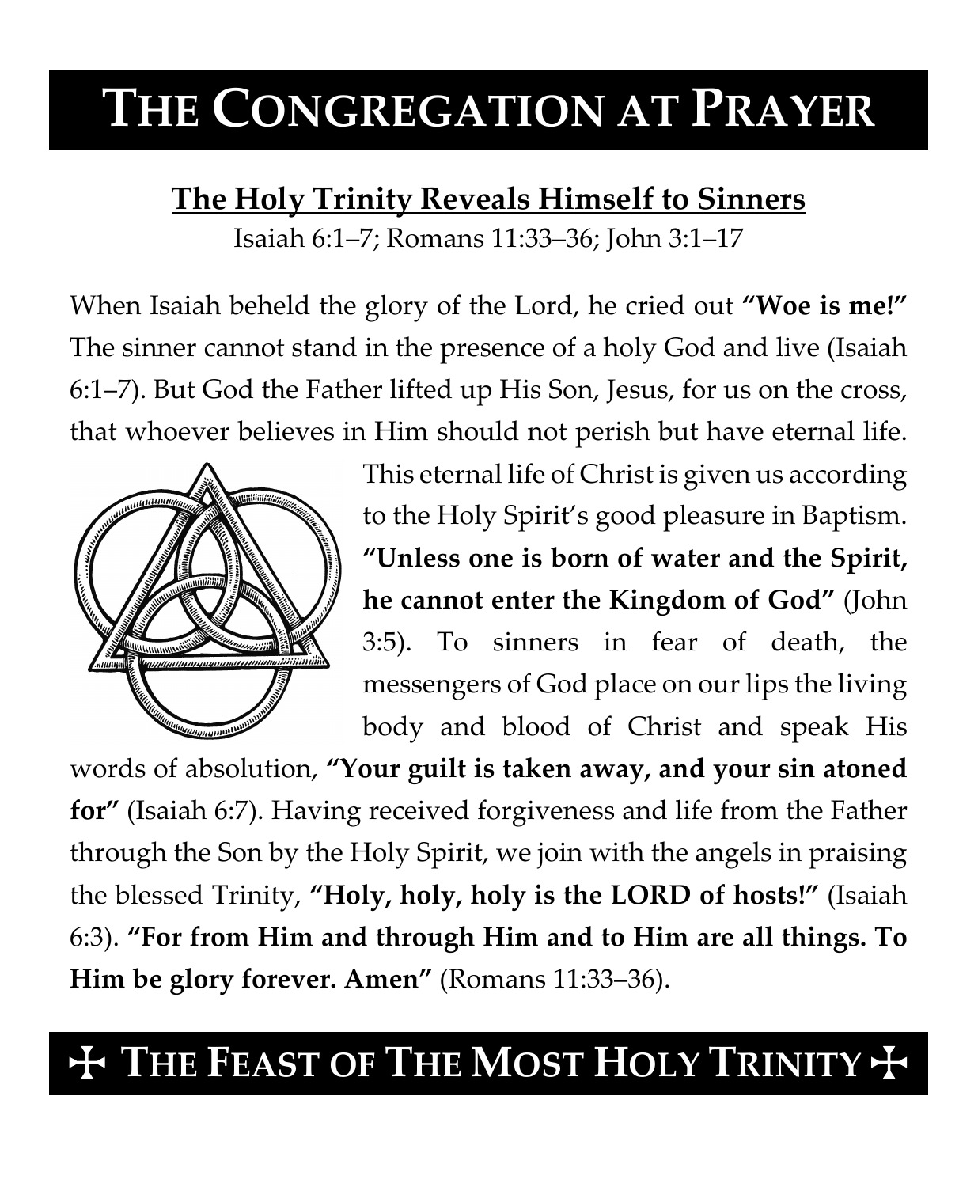# THE CONGREGATION AT PRAYER

## The Holy Trinity Reveals Himself to Sinners

Isaiah 6:1–7; Romans 11:33–36; John 3:1–17

When Isaiah beheld the glory of the Lord, he cried out **"Woe is me!"** The sinner cannot stand in the presence of a holy God and live (Isaiah 6:1–7). But God the Father lifted up His Son, Jesus, for us on the cross, that whoever believes in Him should not perish but have eternal life. This eternal life of Christ is given us according to the Holy Spirit's good pleasure in Baptism. **"Unless one is born of water and the Spirit, he cannot enter the Kingdom of God"** (John 3:5). To sinners in fear of death, the messengers of God place on our lips the living body and blood of Christ and speak His words of absolution, **"Your guilt is taken away, and your sin atoned for"** (Isaiah 6:7). Having received forgiveness and life from the Father through the Son by the Holy Spirit, we join with the angels in praising the blessed Trinity, **"Holy, holy, holy is the LORD of hosts!"** (Isaiah 6:3). **"For from Him and through Him and to Him are all things. To Him be glory forever. Amen"** (Romans 11:33–36).

# ☩ THE FEAST OF THE MOST HOLY TRINITY ☩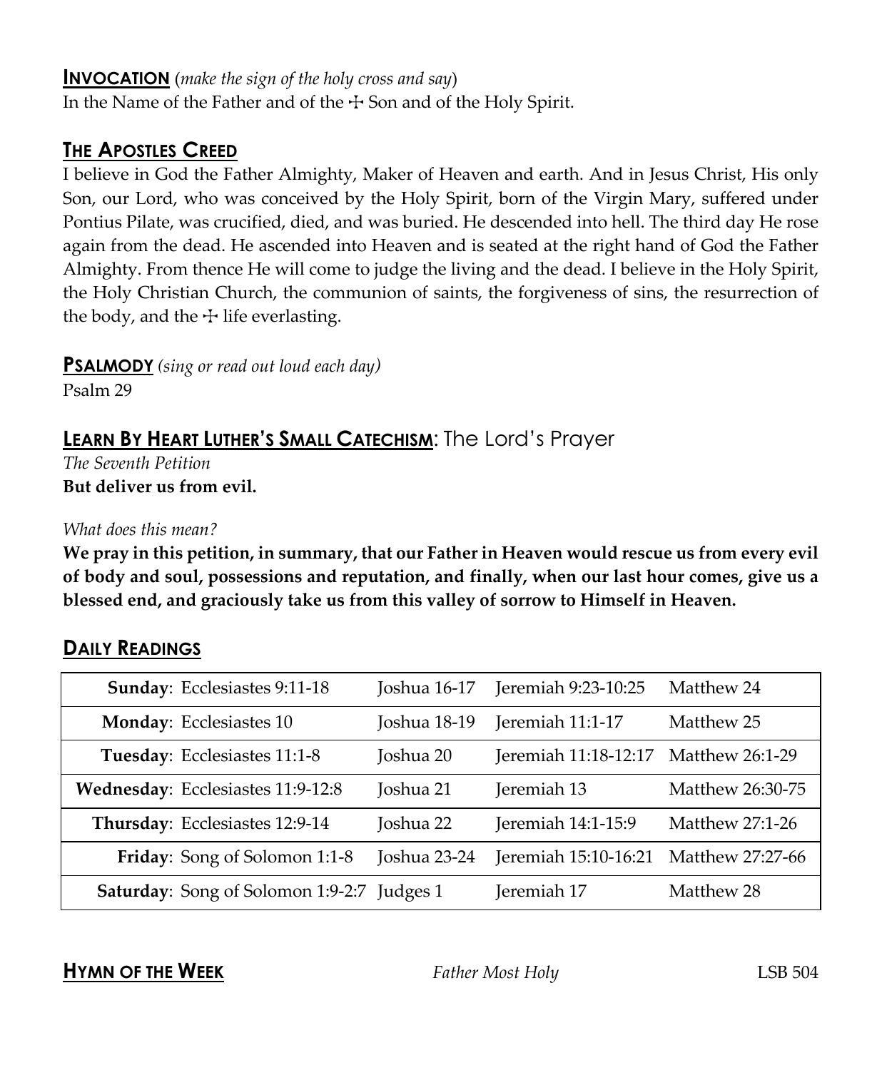## **INVOCATION** (*make the sign of the holy cross and say*)

In the Name of the Father and of the ☩ Son and of the Holy Spirit.

## **THE APOSTLES CREED**

I believe in God the Father Almighty, Maker of Heaven and earth. And in Jesus Christ, His only Son, our Lord, who was conceived by the Holy Spirit, born of the Virgin Mary, suffered under Pontius Pilate, was crucified, died, and was buried. He descended into hell. The third day He rose again from the dead. He ascended into Heaven and is seated at the right hand of God the Father Almighty. From thence He will come to judge the living and the dead. I believe in the Holy Spirit, the Holy Christian Church, the communion of saints, the forgiveness of sins, the resurrection of the body, and the ☩ life everlasting.

## **PSALMODY** *(sing or read out loud each day)*

Psalm 29

## **LEARN BY HEART LUTHER'S SMALL CATECHISM**: The Lord's Prayer

*The Seventh Petition*

**But deliver us from evil.**

*What does this mean?*

**We pray in this petition, in summary, that our Father in Heaven would rescue us from every evil of body and soul, possessions and reputation, and finally, when our last hour comes, give us a blessed end, and graciously take us from this valley of sorrow to Himself in Heaven.**

## **DAILY READINGS**

| | | | |
|---|---|---|---|
| **Sunday**: Ecclesiastes 9:11-18 | Joshua 16-17 | Jeremiah 9:23-10:25 | Matthew 24 |
| **Monday**: Ecclesiastes 10 | Joshua 18-19 | Jeremiah 11:1-17 | Matthew 25 |
| **Tuesday**: Ecclesiastes 11:1-8 | Joshua 20 | Jeremiah 11:18-12:17 | Matthew 26:1-29 |
| **Wednesday**: Ecclesiastes 11:9-12:8 | Joshua 21 | Jeremiah 13 | Matthew 26:30-75 |
| **Thursday**: Ecclesiastes 12:9-14 | Joshua 22 | Jeremiah 14:1-15:9 | Matthew 27:1-26 |
| **Friday**: Song of Solomon 1:1-8 | Joshua 23-24 | Jeremiah 15:10-16:21 | Matthew 27:27-66 |
| **Saturday**: Song of Solomon 1:9-2:7 | Judges 1 | Jeremiah 17 | Matthew 28 |

## **HYMN OF THE WEEK** *Father Most Holy* LSB 504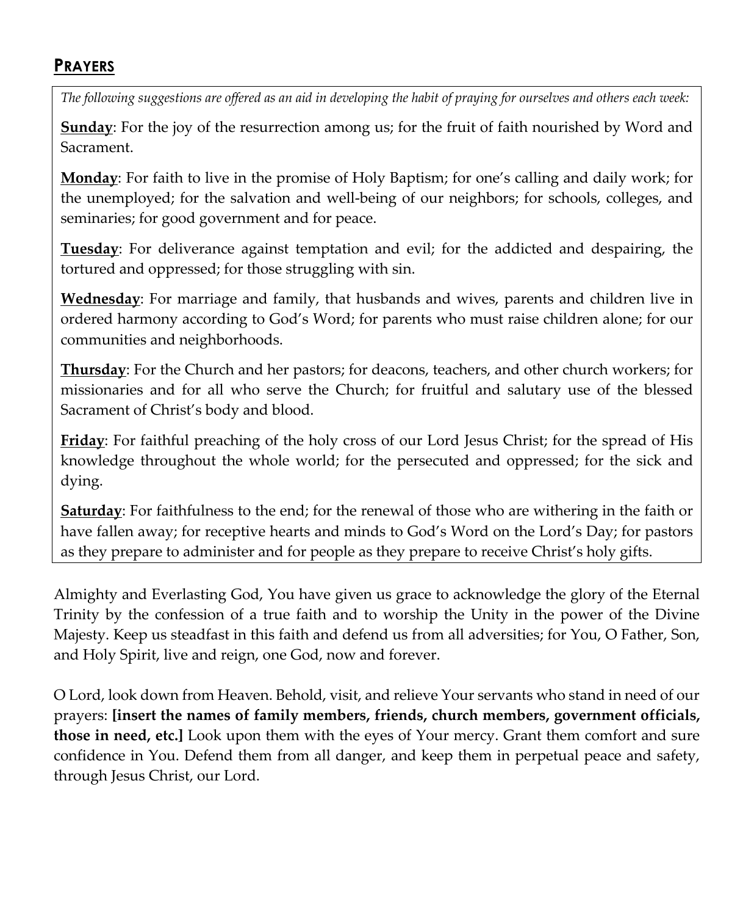## PRAYERS

*The following suggestions are offered as an aid in developing the habit of praying for ourselves and others each week:*

**Sunday**: For the joy of the resurrection among us; for the fruit of faith nourished by Word and Sacrament.

**Monday**: For faith to live in the promise of Holy Baptism; for one's calling and daily work; for the unemployed; for the salvation and well-being of our neighbors; for schools, colleges, and seminaries; for good government and for peace.

**Tuesday**: For deliverance against temptation and evil; for the addicted and despairing, the tortured and oppressed; for those struggling with sin.

**Wednesday**: For marriage and family, that husbands and wives, parents and children live in ordered harmony according to God's Word; for parents who must raise children alone; for our communities and neighborhoods.

**Thursday**: For the Church and her pastors; for deacons, teachers, and other church workers; for missionaries and for all who serve the Church; for fruitful and salutary use of the blessed Sacrament of Christ's body and blood.

**Friday**: For faithful preaching of the holy cross of our Lord Jesus Christ; for the spread of His knowledge throughout the whole world; for the persecuted and oppressed; for the sick and dying.

**Saturday**: For faithfulness to the end; for the renewal of those who are withering in the faith or have fallen away; for receptive hearts and minds to God's Word on the Lord's Day; for pastors as they prepare to administer and for people as they prepare to receive Christ's holy gifts.

Almighty and Everlasting God, You have given us grace to acknowledge the glory of the Eternal Trinity by the confession of a true faith and to worship the Unity in the power of the Divine Majesty. Keep us steadfast in this faith and defend us from all adversities; for You, O Father, Son, and Holy Spirit, live and reign, one God, now and forever.

O Lord, look down from Heaven. Behold, visit, and relieve Your servants who stand in need of our prayers: **[insert the names of family members, friends, church members, government officials, those in need, etc.]** Look upon them with the eyes of Your mercy. Grant them comfort and sure confidence in You. Defend them from all danger, and keep them in perpetual peace and safety, through Jesus Christ, our Lord.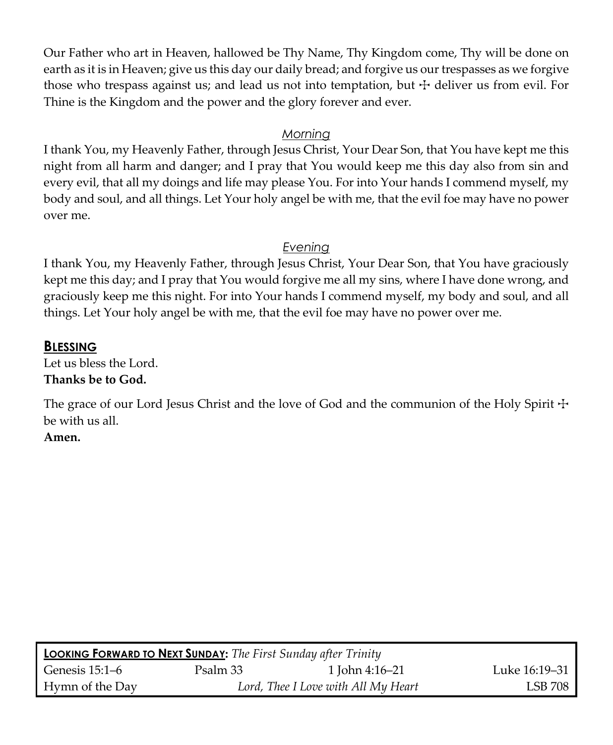Our Father who art in Heaven, hallowed be Thy Name, Thy Kingdom come, Thy will be done on earth as it is in Heaven; give us this day our daily bread; and forgive us our trespasses as we forgive those who trespass against us; and lead us not into temptation, but ☩ deliver us from evil. For Thine is the Kingdom and the power and the glory forever and ever.

*Morning*

I thank You, my Heavenly Father, through Jesus Christ, Your Dear Son, that You have kept me this night from all harm and danger; and I pray that You would keep me this day also from sin and every evil, that all my doings and life may please You. For into Your hands I commend myself, my body and soul, and all things. Let Your holy angel be with me, that the evil foe may have no power over me.

*Evening*

I thank You, my Heavenly Father, through Jesus Christ, Your Dear Son, that You have graciously kept me this day; and I pray that You would forgive me all my sins, where I have done wrong, and graciously keep me this night. For into Your hands I commend myself, my body and soul, and all things. Let Your holy angel be with me, that the evil foe may have no power over me.

## BLESSING

Let us bless the Lord.
**Thanks be to God.**

The grace of our Lord Jesus Christ and the love of God and the communion of the Holy Spirit ☩ be with us all.
**Amen.**

| **LOOKING FORWARD TO NEXT SUNDAY:** *The First Sunday after Trinity* | | | |
|---|---|---|---|
| Genesis 15:1–6 | Psalm 33 | 1 John 4:16–21 | Luke 16:19–31 |
| Hymn of the Day | *Lord, Thee I Love with All My Heart* | | LSB 708 |